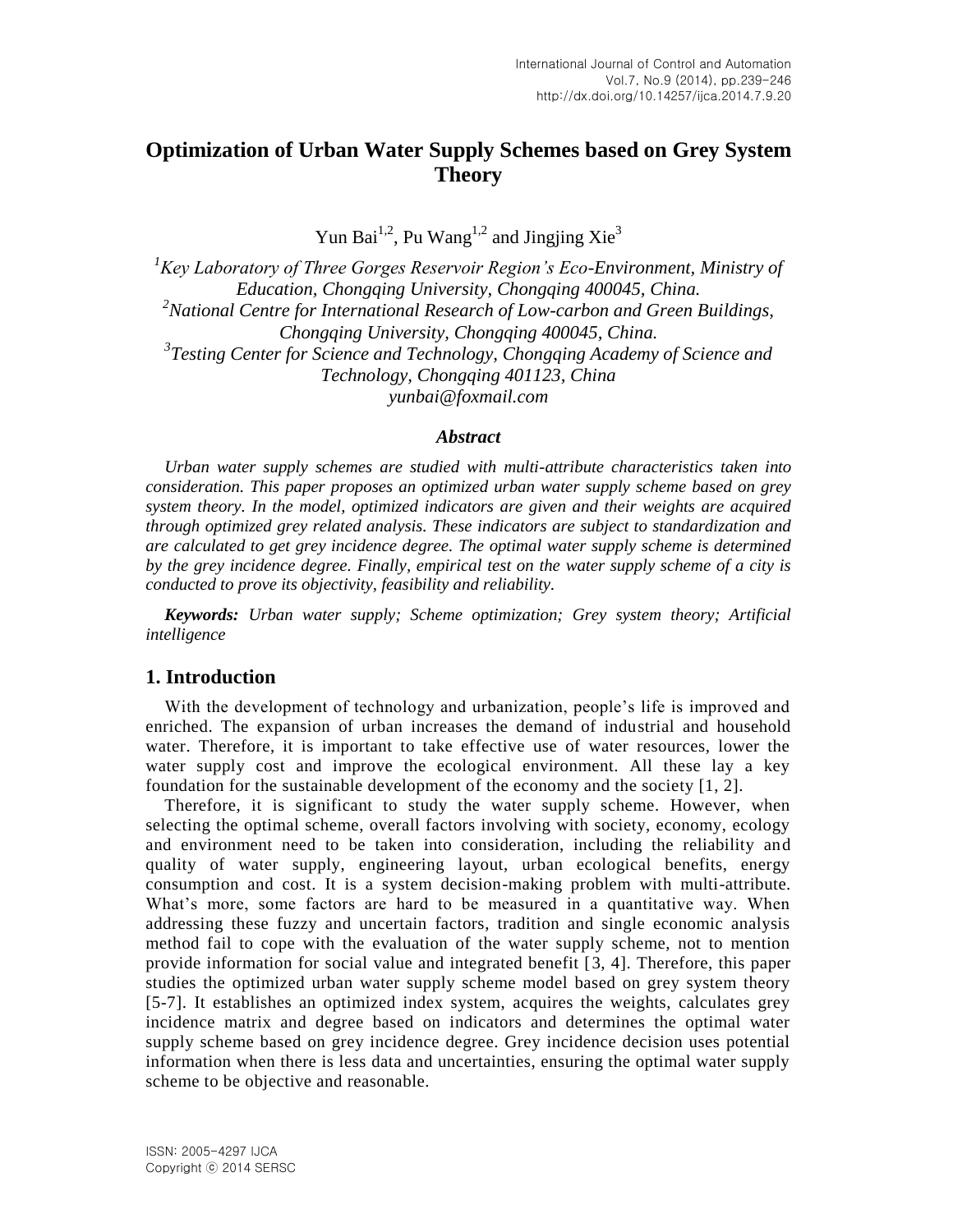# Optimization of Urban Water Supply Schemes based on Grey System Theory

Yun Bai[1,2], Pu Wang[1,2] and Jingjing Xie[3]

[1]*Key Laboratory of Three Gorges Reservoir Region's Eco-Environment, Ministry of Education, Chongqing University, Chongqing 400045, China.*
[2]*National Centre for International Research of Low-carbon and Green Buildings, Chongqing University, Chongqing 400045, China.*
[3]*Testing Center for Science and Technology, Chongqing Academy of Science and Technology, Chongqing 401123, China*
*yunbai@foxmail.com*

### *Abstract*

*Urban water supply schemes are studied with multi-attribute characteristics taken into consideration. This paper proposes an optimized urban water supply scheme based on grey system theory. In the model, optimized indicators are given and their weights are acquired through optimized grey related analysis. These indicators are subject to standardization and are calculated to get grey incidence degree. The optimal water supply scheme is determined by the grey incidence degree. Finally, empirical test on the water supply scheme of a city is conducted to prove its objectivity, feasibility and reliability.*

***Keywords:*** *Urban water supply; Scheme optimization; Grey system theory; Artificial intelligence*

## 1. Introduction

With the development of technology and urbanization, people's life is improved and enriched. The expansion of urban increases the demand of industrial and household water. Therefore, it is important to take effective use of water resources, lower the water supply cost and improve the ecological environment. All these lay a key foundation for the sustainable development of the economy and the society [1, 2].

Therefore, it is significant to study the water supply scheme. However, when selecting the optimal scheme, overall factors involving with society, economy, ecology and environment need to be taken into consideration, including the reliability and quality of water supply, engineering layout, urban ecological benefits, energy consumption and cost. It is a system decision-making problem with multi-attribute. What's more, some factors are hard to be measured in a quantitative way. When addressing these fuzzy and uncertain factors, tradition and single economic analysis method fail to cope with the evaluation of the water supply scheme, not to mention provide information for social value and integrated benefit [3, 4]. Therefore, this paper studies the optimized urban water supply scheme model based on grey system theory [5-7]. It establishes an optimized index system, acquires the weights, calculates grey incidence matrix and degree based on indicators and determines the optimal water supply scheme based on grey incidence degree. Grey incidence decision uses potential information when there is less data and uncertainties, ensuring the optimal water supply scheme to be objective and reasonable.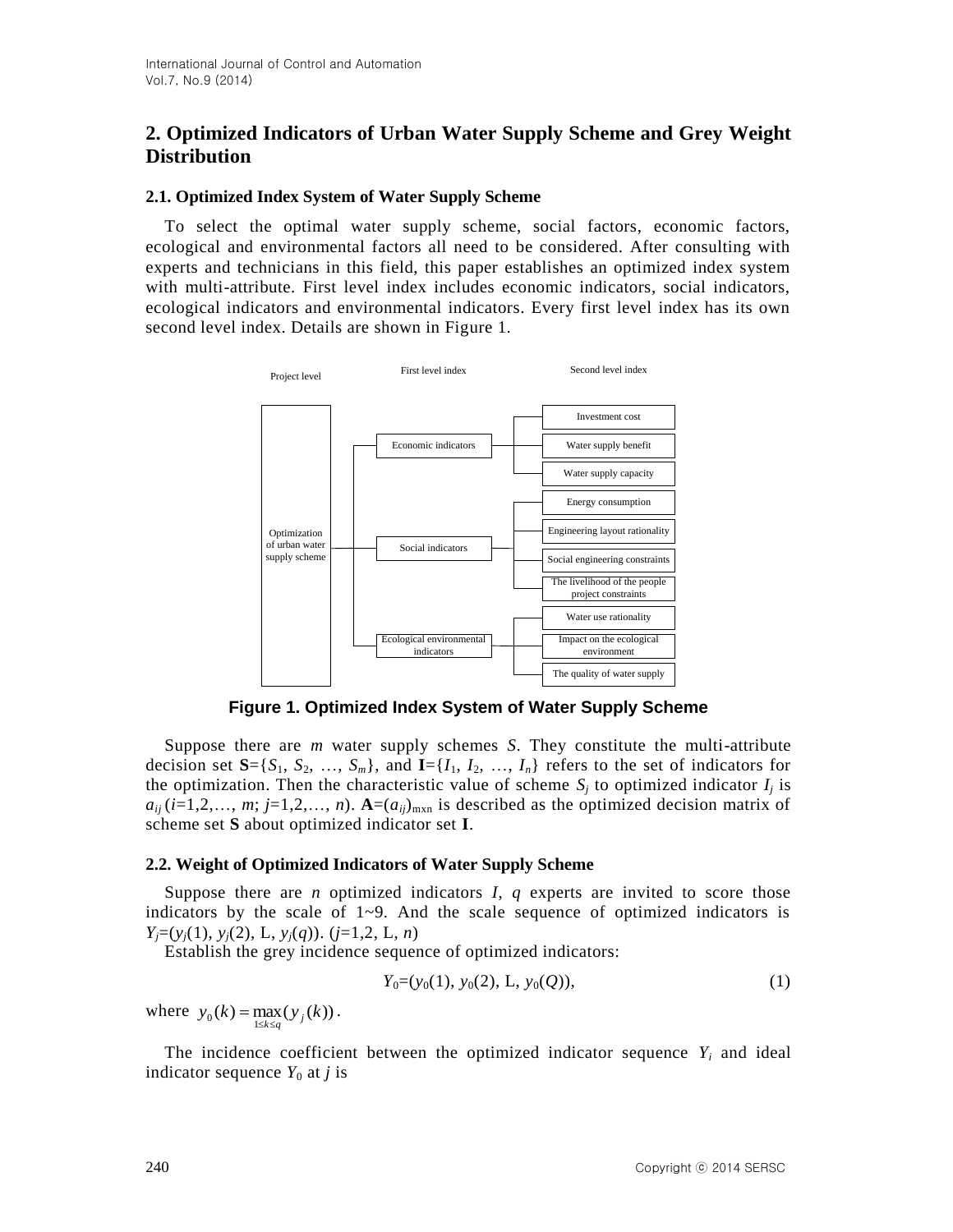## 2. Optimized Indicators of Urban Water Supply Scheme and Grey Weight Distribution

### 2.1. Optimized Index System of Water Supply Scheme

To select the optimal water supply scheme, social factors, economic factors, ecological and environmental factors all need to be considered. After consulting with experts and technicians in this field, this paper establishes an optimized index system with multi-attribute. First level index includes economic indicators, social indicators, ecological indicators and environmental indicators. Every first level index has its own second level index. Details are shown in Figure 1.

- Project level: Optimization of urban water supply scheme
  - First level index: Economic indicators
    - Second level index: Investment cost
    - Water supply benefit
    - Water supply capacity
  - Social indicators
    - Energy consumption
    - Engineering layout rationality
    - Social engineering constraints
    - The livelihood of the people project constraints
  - Ecological environmental indicators
    - Water use rationality
    - Impact on the ecological environment
    - The quality of water supply

**Figure 1. Optimized Index System of Water Supply Scheme**

Suppose there are $m$ water supply schemes $S$. They constitute the multi-attribute decision set $\mathbf{S}=\{S_1, S_2, \ldots, S_m\}$, and $\mathbf{I}=\{I_1, I_2, \ldots, I_n\}$ refers to the set of indicators for the optimization. Then the characteristic value of scheme $S_j$ to optimized indicator $I_j$ is $a_{ij}$ $(i=1,2,\ldots, m; j=1,2,\ldots, n)$. $\mathbf{A}=(a_{ij})_{\text{mxn}}$ is described as the optimized decision matrix of scheme set $\mathbf{S}$ about optimized indicator set $\mathbf{I}$.

### 2.2. Weight of Optimized Indicators of Water Supply Scheme

Suppose there are $n$ optimized indicators $I$, $q$ experts are invited to score those indicators by the scale of 1~9. And the scale sequence of optimized indicators is $Y_j=(y_j(1), y_j(2), \text{L}, y_j(q))$. $(j=1,2, \text{L}, n)$

Establish the grey incidence sequence of optimized indicators:

$$Y_0=(y_0(1), y_0(2), \text{L}, y_0(Q)), \tag{1}$$

where $y_0(k)=\max_{1\le k\le q}(y_j(k))$.

The incidence coefficient between the optimized indicator sequence $Y_i$ and ideal indicator sequence $Y_0$ at $j$ is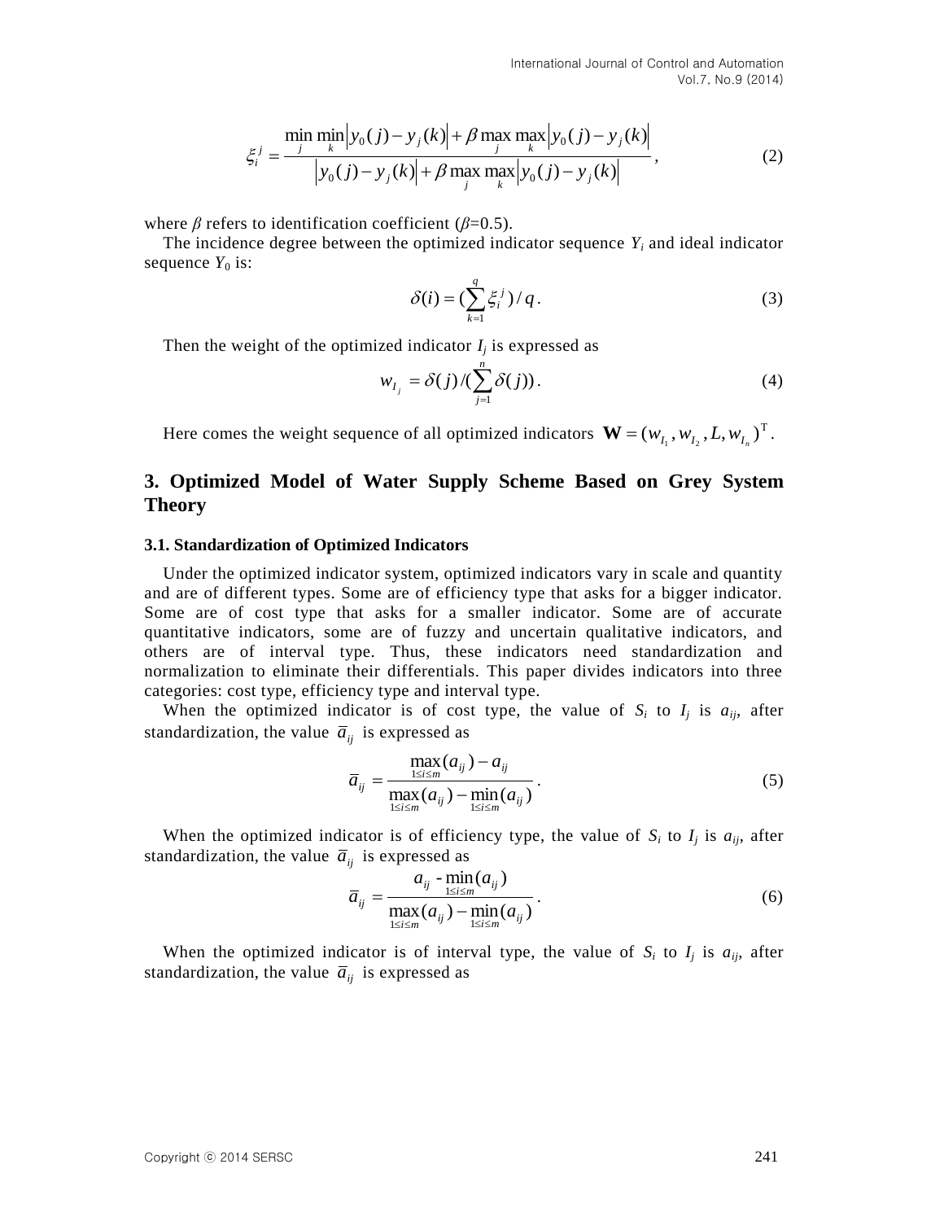$$\xi_i^j = \frac{\min_j \min_k \left| y_0(j) - y_j(k) \right| + \beta \max_j \max_k \left| y_0(j) - y_j(k) \right|}{\left| y_0(j) - y_j(k) \right| + \beta \max_j \max_k \left| y_0(j) - y_j(k) \right|}, \tag{2}$$

where $\beta$ refers to identification coefficient ($\beta$=0.5).

The incidence degree between the optimized indicator sequence $Y_i$ and ideal indicator sequence $Y_0$ is:

$$\delta(i) = \left(\sum_{k=1}^{q} \xi_i^j\right) / q. \tag{3}$$

Then the weight of the optimized indicator $I_j$ is expressed as

$$w_{I_j} = \delta(j) / \left(\sum_{j=1}^{n} \delta(j)\right). \tag{4}$$

Here comes the weight sequence of all optimized indicators $\mathbf{W} = (w_{I_1}, w_{I_2}, L, w_{I_n})^{\mathrm{T}}$.

## 3. Optimized Model of Water Supply Scheme Based on Grey System Theory

### 3.1. Standardization of Optimized Indicators

Under the optimized indicator system, optimized indicators vary in scale and quantity and are of different types. Some are of efficiency type that asks for a bigger indicator. Some are of cost type that asks for a smaller indicator. Some are of accurate quantitative indicators, some are of fuzzy and uncertain qualitative indicators, and others are of interval type. Thus, these indicators need standardization and normalization to eliminate their differentials. This paper divides indicators into three categories: cost type, efficiency type and interval type.

When the optimized indicator is of cost type, the value of $S_i$ to $I_j$ is $a_{ij}$, after standardization, the value $\overline{a}_{ij}$ is expressed as

$$\overline{a}_{ij} = \frac{\max_{1 \le i \le m}(a_{ij}) - a_{ij}}{\max_{1 \le i \le m}(a_{ij}) - \min_{1 \le i \le m}(a_{ij})}. \tag{5}$$

When the optimized indicator is of efficiency type, the value of $S_i$ to $I_j$ is $a_{ij}$, after standardization, the value $\overline{a}_{ij}$ is expressed as

$$\overline{a}_{ij} = \frac{a_{ij} - \min_{1 \le i \le m}(a_{ij})}{\max_{1 \le i \le m}(a_{ij}) - \min_{1 \le i \le m}(a_{ij})}. \tag{6}$$

When the optimized indicator is of interval type, the value of $S_i$ to $I_j$ is $a_{ij}$, after standardization, the value $\overline{a}_{ij}$ is expressed as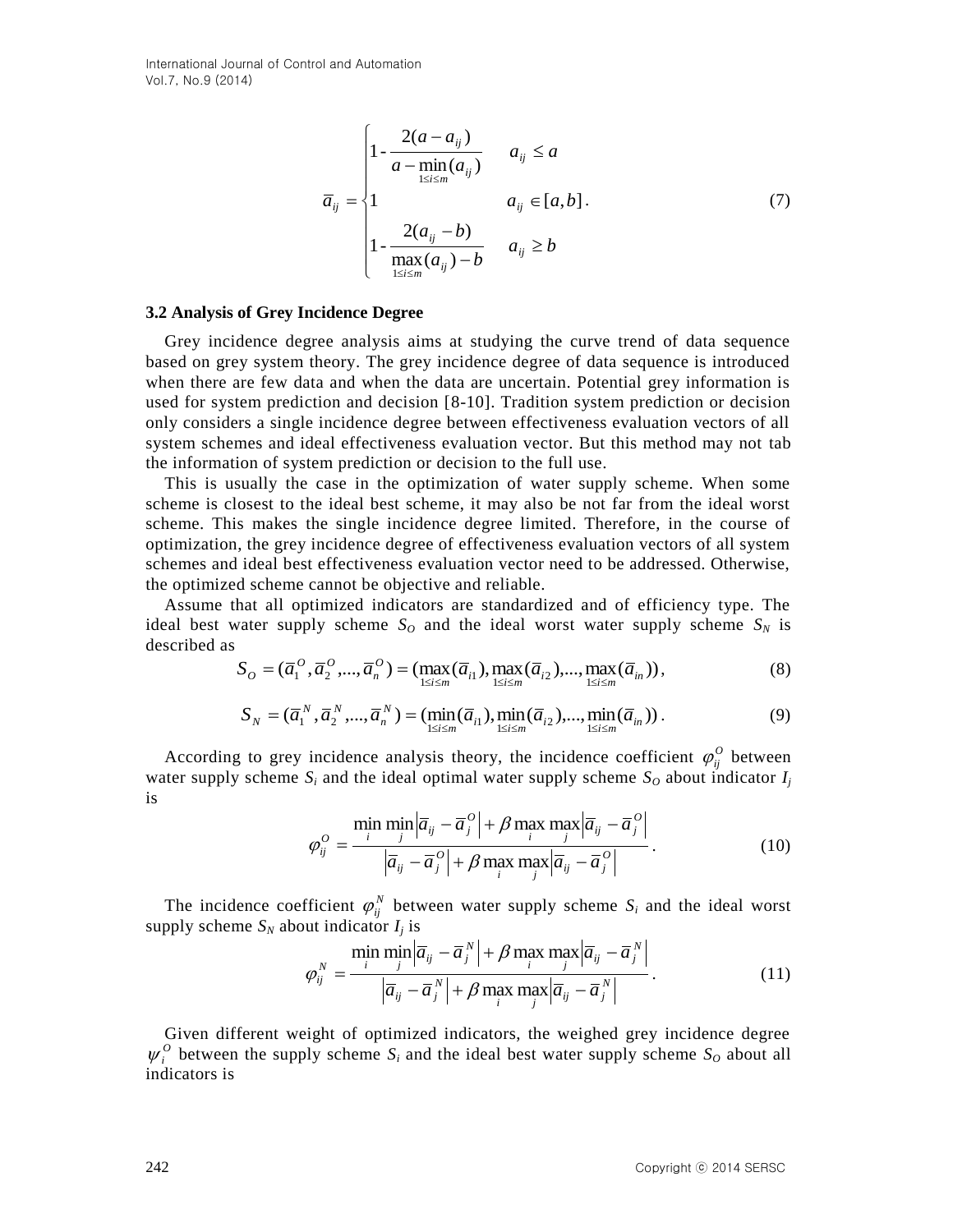$$
\overline{a}_{ij} = \begin{cases} 1 - \dfrac{2(a - a_{ij})}{a - \min\limits_{1 \le i \le m}(a_{ij})} & a_{ij} \le a \\ 1 & a_{ij} \in [a, b] \\ 1 - \dfrac{2(a_{ij} - b)}{\max\limits_{1 \le i \le m}(a_{ij}) - b} & a_{ij} \ge b \end{cases}. \tag{7}
$$

### 3.2 Analysis of Grey Incidence Degree

Grey incidence degree analysis aims at studying the curve trend of data sequence based on grey system theory. The grey incidence degree of data sequence is introduced when there are few data and when the data are uncertain. Potential grey information is used for system prediction and decision [8-10]. Tradition system prediction or decision only considers a single incidence degree between effectiveness evaluation vectors of all system schemes and ideal effectiveness evaluation vector. But this method may not tab the information of system prediction or decision to the full use.

This is usually the case in the optimization of water supply scheme. When some scheme is closest to the ideal best scheme, it may also be not far from the ideal worst scheme. This makes the single incidence degree limited. Therefore, in the course of optimization, the grey incidence degree of effectiveness evaluation vectors of all system schemes and ideal best effectiveness evaluation vector need to be addressed. Otherwise, the optimized scheme cannot be objective and reliable.

Assume that all optimized indicators are standardized and of efficiency type. The ideal best water supply scheme $S_O$ and the ideal worst water supply scheme $S_N$ is described as

$$
S_O = (\overline{a}_1^O, \overline{a}_2^O, ..., \overline{a}_n^O) = (\max_{1 \le i \le m}(\overline{a}_{i1}), \max_{1 \le i \le m}(\overline{a}_{i2}), ..., \max_{1 \le i \le m}(\overline{a}_{in})), \tag{8}
$$

$$
S_N = (\overline{a}_1^N, \overline{a}_2^N, ..., \overline{a}_n^N) = (\min_{1 \le i \le m}(\overline{a}_{i1}), \min_{1 \le i \le m}(\overline{a}_{i2}), ..., \min_{1 \le i \le m}(\overline{a}_{in})). \tag{9}
$$

According to grey incidence analysis theory, the incidence coefficient $\varphi_{ij}^O$ between water supply scheme $S_i$ and the ideal optimal water supply scheme $S_O$ about indicator $I_j$ is

$$
\varphi_{ij}^O = \frac{\min\limits_i \min\limits_j \left| \overline{a}_{ij} - \overline{a}_j^O \right| + \beta \max\limits_i \max\limits_j \left| \overline{a}_{ij} - \overline{a}_j^O \right|}{\left| \overline{a}_{ij} - \overline{a}_j^O \right| + \beta \max\limits_i \max\limits_j \left| \overline{a}_{ij} - \overline{a}_j^O \right|}. \tag{10}
$$

The incidence coefficient $\varphi_{ij}^N$ between water supply scheme $S_i$ and the ideal worst supply scheme $S_N$ about indicator $I_j$ is

$$
\varphi_{ij}^N = \frac{\min\limits_i \min\limits_j \left| \overline{a}_{ij} - \overline{a}_j^N \right| + \beta \max\limits_i \max\limits_j \left| \overline{a}_{ij} - \overline{a}_j^N \right|}{\left| \overline{a}_{ij} - \overline{a}_j^N \right| + \beta \max\limits_i \max\limits_j \left| \overline{a}_{ij} - \overline{a}_j^N \right|}. \tag{11}
$$

Given different weight of optimized indicators, the weighed grey incidence degree $\psi_i^O$ between the supply scheme $S_i$ and the ideal best water supply scheme $S_O$ about all indicators is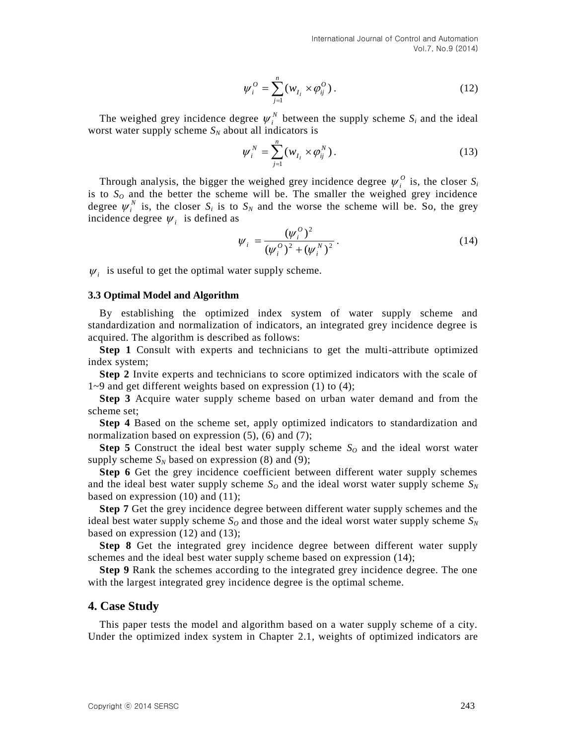$$\psi_i^O = \sum_{j=1}^{n} (w_{I_l} \times \varphi_{ij}^O) . \tag{12}$$

The weighed grey incidence degree $\psi_i^N$ between the supply scheme $S_i$ and the ideal worst water supply scheme $S_N$ about all indicators is

$$\psi_i^N = \sum_{j=1}^{n} (w_{I_l} \times \varphi_{ij}^N) . \tag{13}$$

Through analysis, the bigger the weighed grey incidence degree $\psi_i^O$ is, the closer $S_i$ is to $S_O$ and the better the scheme will be. The smaller the weighed grey incidence degree $\psi_i^N$ is, the closer $S_i$ is to $S_N$ and the worse the scheme will be. So, the grey incidence degree $\psi_i$ is defined as

$$\psi_i = \frac{(\psi_i^O)^2}{(\psi_i^O)^2 + (\psi_i^N)^2} . \tag{14}$$

$\psi_i$ is useful to get the optimal water supply scheme.

### 3.3 Optimal Model and Algorithm

By establishing the optimized index system of water supply scheme and standardization and normalization of indicators, an integrated grey incidence degree is acquired. The algorithm is described as follows:

**Step 1** Consult with experts and technicians to get the multi-attribute optimized index system;

**Step 2** Invite experts and technicians to score optimized indicators with the scale of 1~9 and get different weights based on expression (1) to (4);

**Step 3** Acquire water supply scheme based on urban water demand and from the scheme set;

**Step 4** Based on the scheme set, apply optimized indicators to standardization and normalization based on expression (5), (6) and (7);

**Step 5** Construct the ideal best water supply scheme $S_O$ and the ideal worst water supply scheme $S_N$ based on expression (8) and (9);

**Step 6** Get the grey incidence coefficient between different water supply schemes and the ideal best water supply scheme $S_O$ and the ideal worst water supply scheme $S_N$ based on expression (10) and (11);

**Step 7** Get the grey incidence degree between different water supply schemes and the ideal best water supply scheme $S_O$ and those and the ideal worst water supply scheme $S_N$ based on expression (12) and (13);

**Step 8** Get the integrated grey incidence degree between different water supply schemes and the ideal best water supply scheme based on expression (14);

**Step 9** Rank the schemes according to the integrated grey incidence degree. The one with the largest integrated grey incidence degree is the optimal scheme.

## 4. Case Study

This paper tests the model and algorithm based on a water supply scheme of a city. Under the optimized index system in Chapter 2.1, weights of optimized indicators are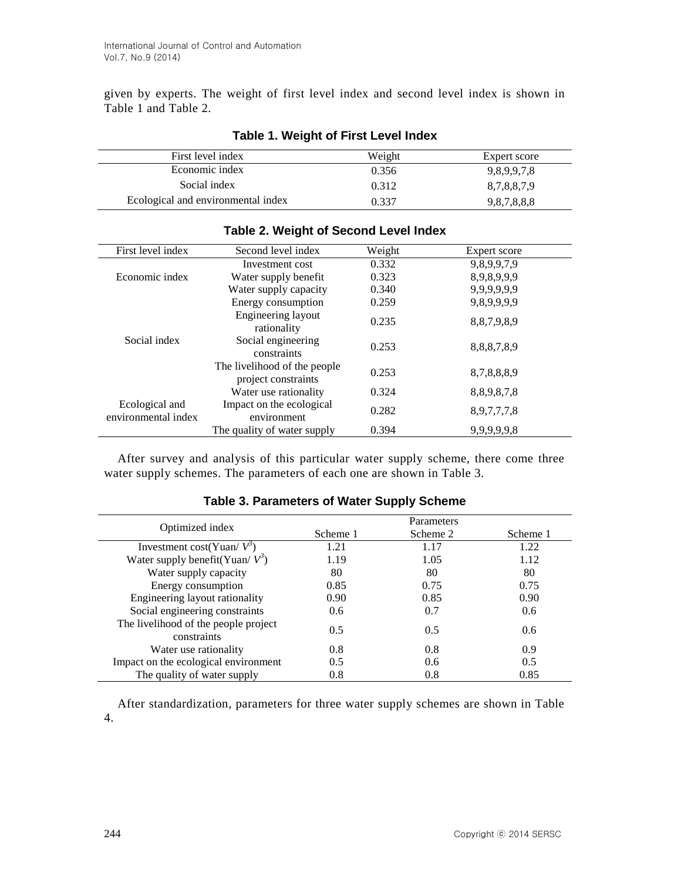given by experts. The weight of first level index and second level index is shown in Table 1 and Table 2.

**Table 1. Weight of First Level Index**

| First level index | Weight | Expert score |
|---|---|---|
| Economic index | 0.356 | 9,8,9,9,7,8 |
| Social index | 0.312 | 8,7,8,8,7,9 |
| Ecological and environmental index | 0.337 | 9,8,7,8,8,8 |

**Table 2. Weight of Second Level Index**

| First level index | Second level index | Weight | Expert score |
|---|---|---|---|
| Economic index | Investment cost | 0.332 | 9,8,9,9,7,9 |
| | Water supply benefit | 0.323 | 8,9,8,9,9,9 |
| | Water supply capacity | 0.340 | 9,9,9,9,9,9 |
| | Energy consumption | 0.259 | 9,8,9,9,9,9 |
| Social index | Engineering layout rationality | 0.235 | 8,8,7,9,8,9 |
| | Social engineering constraints | 0.253 | 8,8,8,7,8,9 |
| | The livelihood of the people project constraints | 0.253 | 8,7,8,8,8,9 |
| Ecological and environmental index | Water use rationality | 0.324 | 8,8,9,8,7,8 |
| | Impact on the ecological environment | 0.282 | 8,9,7,7,7,8 |
| | The quality of water supply | 0.394 | 9,9,9,9,9,8 |

After survey and analysis of this particular water supply scheme, there come three water supply schemes. The parameters of each one are shown in Table 3.

**Table 3. Parameters of Water Supply Scheme**

| Optimized index | Parameters | | |
|---|---|---|---|
| | Scheme 1 | Scheme 2 | Scheme 1 |
| Investment cost(Yuan/ $V^3$) | 1.21 | 1.17 | 1.22 |
| Water supply benefit(Yuan/ $V^3$) | 1.19 | 1.05 | 1.12 |
| Water supply capacity | 80 | 80 | 80 |
| Energy consumption | 0.85 | 0.75 | 0.75 |
| Engineering layout rationality | 0.90 | 0.85 | 0.90 |
| Social engineering constraints | 0.6 | 0.7 | 0.6 |
| The livelihood of the people project constraints | 0.5 | 0.5 | 0.6 |
| Water use rationality | 0.8 | 0.8 | 0.9 |
| Impact on the ecological environment | 0.5 | 0.6 | 0.5 |
| The quality of water supply | 0.8 | 0.8 | 0.85 |

After standardization, parameters for three water supply schemes are shown in Table 4.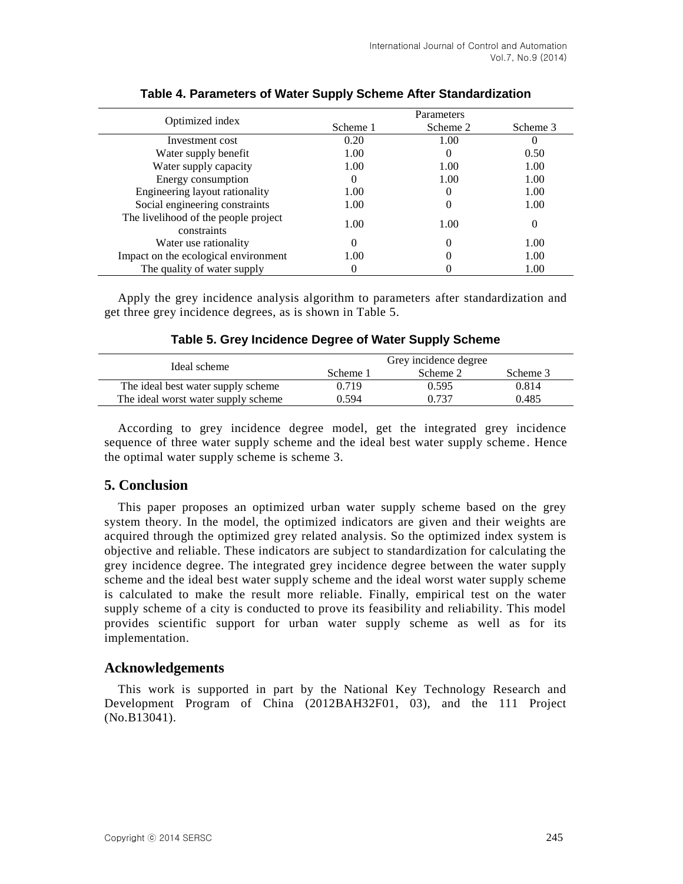**Table 4. Parameters of Water Supply Scheme After Standardization**

| Optimized index | Parameters | | |
|---|---|---|---|
| | Scheme 1 | Scheme 2 | Scheme 3 |
| Investment cost | 0.20 | 1.00 | 0 |
| Water supply benefit | 1.00 | 0 | 0.50 |
| Water supply capacity | 1.00 | 1.00 | 1.00 |
| Energy consumption | 0 | 1.00 | 1.00 |
| Engineering layout rationality | 1.00 | 0 | 1.00 |
| Social engineering constraints | 1.00 | 0 | 1.00 |
| The livelihood of the people project constraints | 1.00 | 1.00 | 0 |
| Water use rationality | 0 | 0 | 1.00 |
| Impact on the ecological environment | 1.00 | 0 | 1.00 |
| The quality of water supply | 0 | 0 | 1.00 |

Apply the grey incidence analysis algorithm to parameters after standardization and get three grey incidence degrees, as is shown in Table 5.

**Table 5. Grey Incidence Degree of Water Supply Scheme**

| Ideal scheme | Grey incidence degree | | |
|---|---|---|---|
| | Scheme 1 | Scheme 2 | Scheme 3 |
| The ideal best water supply scheme | 0.719 | 0.595 | 0.814 |
| The ideal worst water supply scheme | 0.594 | 0.737 | 0.485 |

According to grey incidence degree model, get the integrated grey incidence sequence of three water supply scheme and the ideal best water supply scheme. Hence the optimal water supply scheme is scheme 3.

## 5. Conclusion

This paper proposes an optimized urban water supply scheme based on the grey system theory. In the model, the optimized indicators are given and their weights are acquired through the optimized grey related analysis. So the optimized index system is objective and reliable. These indicators are subject to standardization for calculating the grey incidence degree. The integrated grey incidence degree between the water supply scheme and the ideal best water supply scheme and the ideal worst water supply scheme is calculated to make the result more reliable. Finally, empirical test on the water supply scheme of a city is conducted to prove its feasibility and reliability. This model provides scientific support for urban water supply scheme as well as for its implementation.

## Acknowledgements

This work is supported in part by the National Key Technology Research and Development Program of China (2012BAH32F01, 03), and the 111 Project (No.B13041).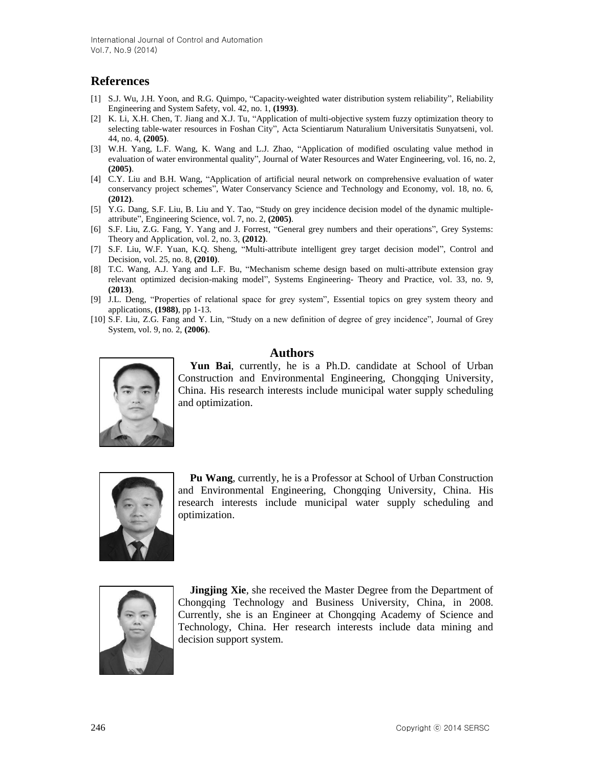## References

[1] S.J. Wu, J.H. Yoon, and R.G. Quimpo, "Capacity-weighted water distribution system reliability", Reliability Engineering and System Safety, vol. 42, no. 1, **(1993)**.

[2] K. Li, X.H. Chen, T. Jiang and X.J. Tu, "Application of multi-objective system fuzzy optimization theory to selecting table-water resources in Foshan City", Acta Scientiarum Naturalium Universitatis Sunyatseni, vol. 44, no. 4, **(2005)**.

[3] W.H. Yang, L.F. Wang, K. Wang and L.J. Zhao, "Application of modified osculating value method in evaluation of water environmental quality", Journal of Water Resources and Water Engineering, vol. 16, no. 2, **(2005)**.

[4] C.Y. Liu and B.H. Wang, "Application of artificial neural network on comprehensive evaluation of water conservancy project schemes", Water Conservancy Science and Technology and Economy, vol. 18, no. 6, **(2012)**.

[5] Y.G. Dang, S.F. Liu, B. Liu and Y. Tao, "Study on grey incidence decision model of the dynamic multiple-attribute", Engineering Science, vol. 7, no. 2, **(2005)**.

[6] S.F. Liu, Z.G. Fang, Y. Yang and J. Forrest, "General grey numbers and their operations", Grey Systems: Theory and Application, vol. 2, no. 3, **(2012)**.

[7] S.F. Liu, W.F. Yuan, K.Q. Sheng, "Multi-attribute intelligent grey target decision model", Control and Decision, vol. 25, no. 8, **(2010)**.

[8] T.C. Wang, A.J. Yang and L.F. Bu, "Mechanism scheme design based on multi-attribute extension gray relevant optimized decision-making model", Systems Engineering- Theory and Practice, vol. 33, no. 9, **(2013)**.

[9] J.L. Deng, "Properties of relational space for grey system", Essential topics on grey system theory and applications, **(1988)**, pp 1-13.

[10] S.F. Liu, Z.G. Fang and Y. Lin, "Study on a new definition of degree of grey incidence", Journal of Grey System, vol. 9, no. 2, **(2006)**.

## Authors

**Yun Bai**, currently, he is a Ph.D. candidate at School of Urban Construction and Environmental Engineering, Chongqing University, China. His research interests include municipal water supply scheduling and optimization.

**Pu Wang**, currently, he is a Professor at School of Urban Construction and Environmental Engineering, Chongqing University, China. His research interests include municipal water supply scheduling and optimization.

**Jingjing Xie**, she received the Master Degree from the Department of Chongqing Technology and Business University, China, in 2008. Currently, she is an Engineer at Chongqing Academy of Science and Technology, China. Her research interests include data mining and decision support system.